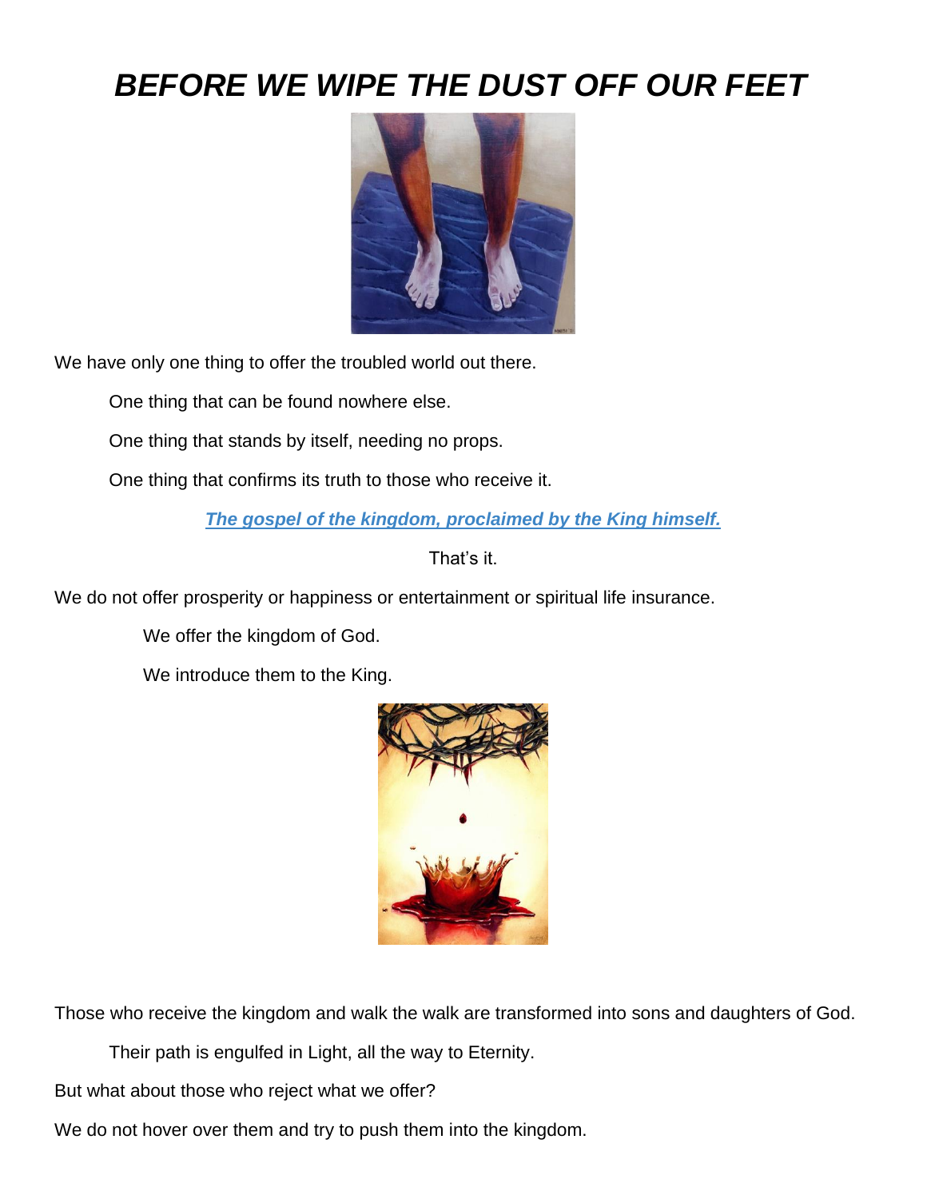# *BEFORE WE WIPE THE DUST OFF OUR FEET*

We have only one thing to offer the troubled world out there.

One thing that can be found nowhere else.

One thing that stands by itself, needing no props.

One thing that confirms its truth to those who receive it.

***The gospel of the kingdom, proclaimed by the King himself.***

That's it.

We do not offer prosperity or happiness or entertainment or spiritual life insurance.

We offer the kingdom of God.

We introduce them to the King.

Those who receive the kingdom and walk the walk are transformed into sons and daughters of God.

Their path is engulfed in Light, all the way to Eternity.

But what about those who reject what we offer?

We do not hover over them and try to push them into the kingdom.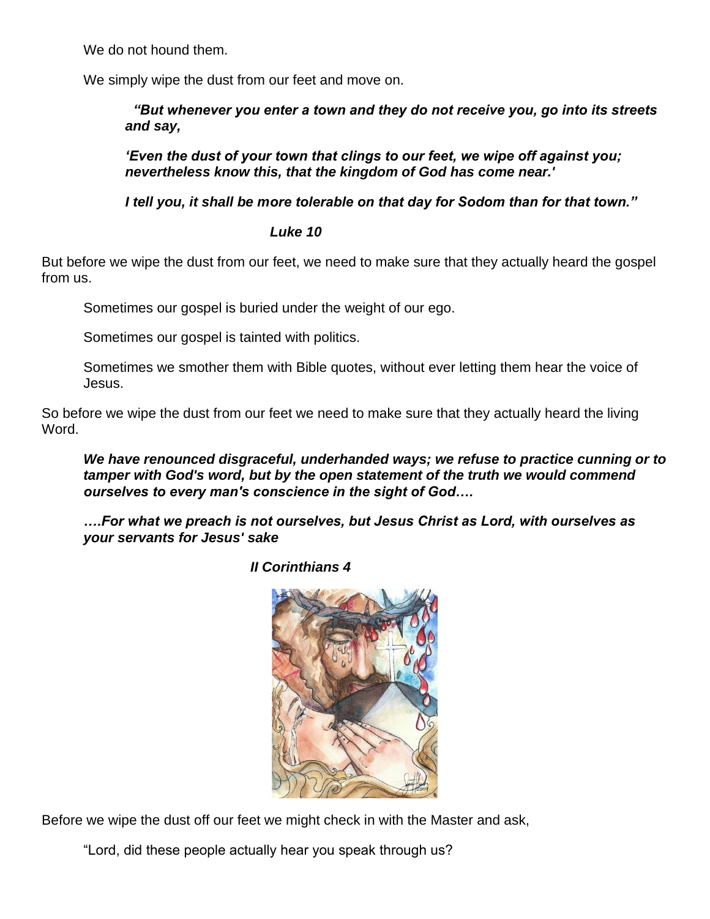We do not hound them.

We simply wipe the dust from our feet and move on.

> ***"But whenever you enter a town and they do not receive you, go into its streets and say,***
>
> ***'Even the dust of your town that clings to our feet, we wipe off against you; nevertheless know this, that the kingdom of God has come near.'***
>
> ***I tell you, it shall be more tolerable on that day for Sodom than for that town."***
>
> ***Luke 10***

But before we wipe the dust from our feet, we need to make sure that they actually heard the gospel from us.

Sometimes our gospel is buried under the weight of our ego.

Sometimes our gospel is tainted with politics.

Sometimes we smother them with Bible quotes, without ever letting them hear the voice of Jesus.

So before we wipe the dust from our feet we need to make sure that they actually heard the living Word.

> ***We have renounced disgraceful, underhanded ways; we refuse to practice cunning or to tamper with God's word, but by the open statement of the truth we would commend ourselves to every man's conscience in the sight of God….***
>
> ***….For what we preach is not ourselves, but Jesus Christ as Lord, with ourselves as your servants for Jesus' sake***
>
> ***II Corinthians 4***

Before we wipe the dust off our feet we might check in with the Master and ask,

"Lord, did these people actually hear you speak through us?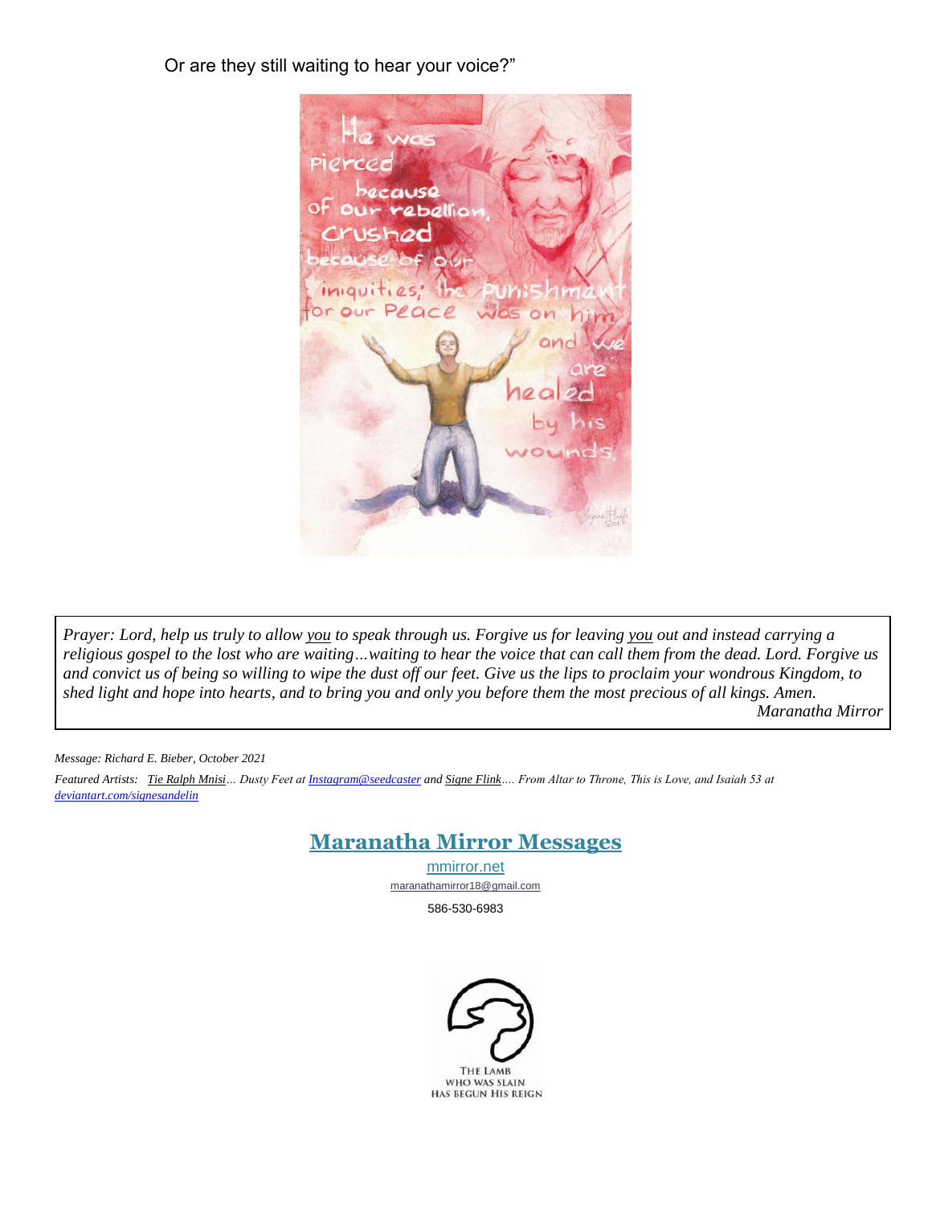Or are they still waiting to hear your voice?"

*Prayer: Lord, help us truly to allow you to speak through us. Forgive us for leaving you out and instead carrying a religious gospel to the lost who are waiting…waiting to hear the voice that can call them from the dead. Lord. Forgive us and convict us of being so willing to wipe the dust off our feet. Give us the lips to proclaim your wondrous Kingdom, to shed light and hope into hearts, and to bring you and only you before them the most precious of all kings. Amen.*

*Maranatha Mirror*

*Message: Richard E. Bieber, October 2021*

*Featured Artists: Tie Ralph Mnisi… Dusty Feet at Instagram@seedcaster and Signe Flink…. From Altar to Throne, This is Love, and Isaiah 53 at deviantart.com/signesandelin*

## Maranatha Mirror Messages

mmirror.net

maranathamirror18@gmail.com

586-530-6983

THE LAMB
WHO WAS SLAIN
HAS BEGUN HIS REIGN